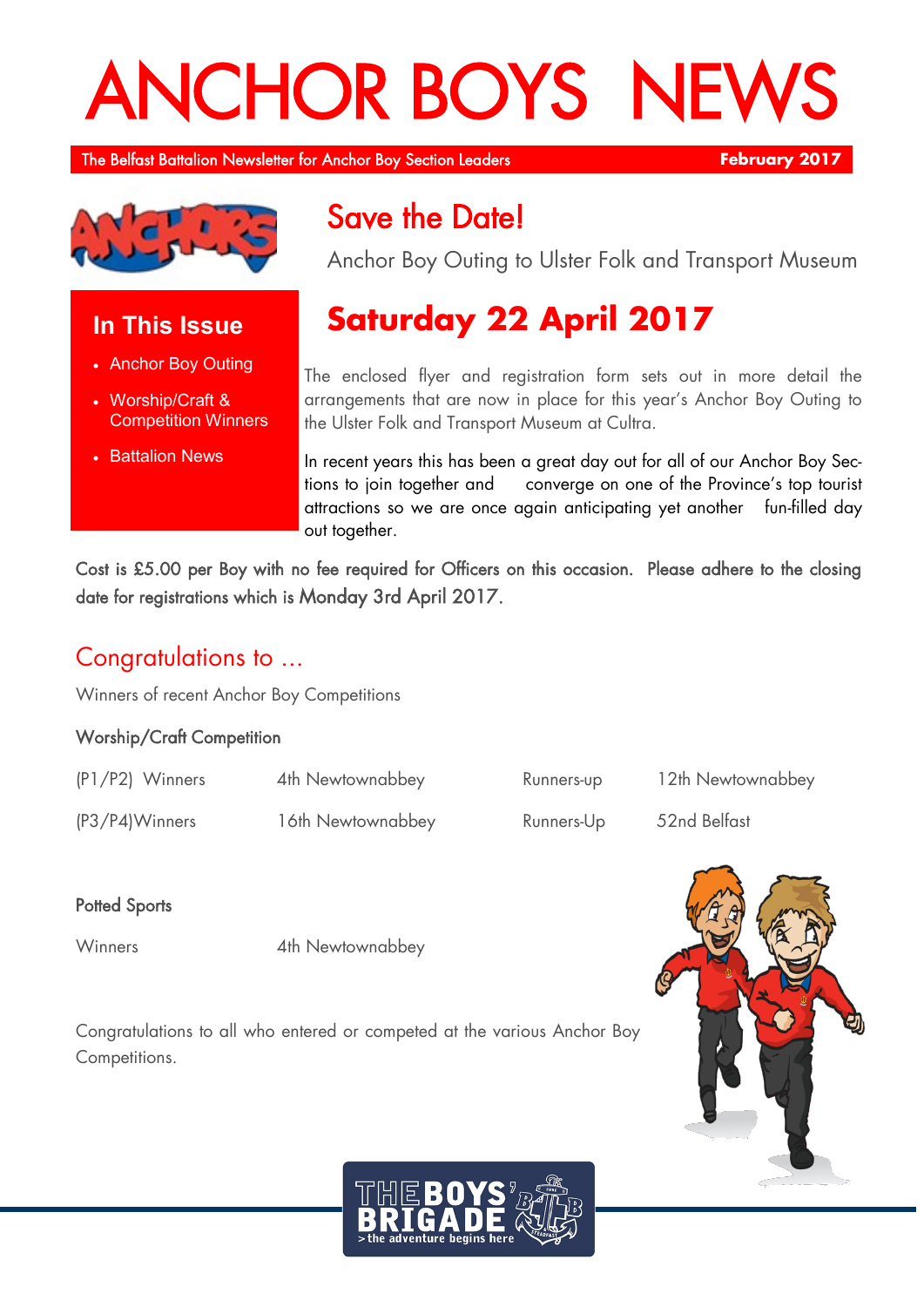# ANCHOR BOYS NEWS

The Belfast Battalion Newsletter for Anchor Boy Section Leaders **February 2017**

### In This Issue

- Anchor Boy Outing
- Worship/Craft & Competition Winners
- Battalion News

## Save the Date!

Anchor Boy Outing to Ulster Folk and Transport Museum

## Saturday 22 April 2017

The enclosed flyer and registration form sets out in more detail the arrangements that are now in place for this year's Anchor Boy Outing to the Ulster Folk and Transport Museum at Cultra.

In recent years this has been a great day out for all of our Anchor Boy Sections to join together and converge on one of the Province's top tourist attractions so we are once again anticipating yet another fun-filled day out together.

Cost is £5.00 per Boy with no fee required for Officers on this occasion. Please adhere to the closing date for registrations which is Monday 3rd April 2017.

## Congratulations to ...

Winners of recent Anchor Boy Competitions

### Worship/Craft Competition

| | | | |
|---|---|---|---|
| (P1/P2) Winners | 4th Newtownabbey | Runners-up | 12th Newtownabbey |
| (P3/P4)Winners | 16th Newtownabbey | Runners-Up | 52nd Belfast |

### Potted Sports

| | |
|---|---|
| Winners | 4th Newtownabbey |

Congratulations to all who entered or competed at the various Anchor Boy Competitions.

THE BOYS' BRIGADE >the adventure begins here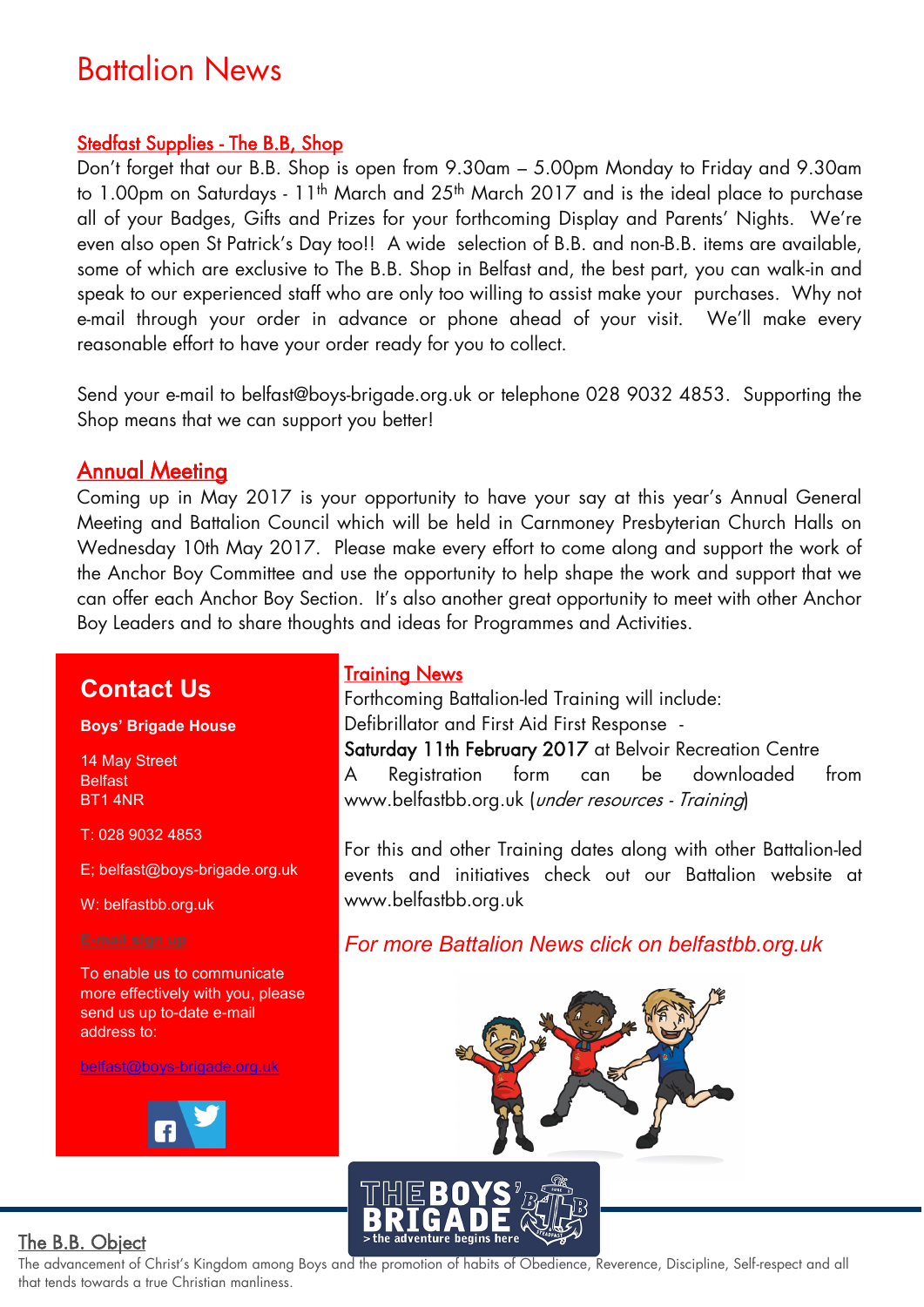# Battalion News

## Stedfast Supplies - The B.B, Shop

Don't forget that our B.B. Shop is open from 9.30am – 5.00pm Monday to Friday and 9.30am to 1.00pm on Saturdays - 11th March and 25th March 2017 and is the ideal place to purchase all of your Badges, Gifts and Prizes for your forthcoming Display and Parents' Nights. We're even also open St Patrick's Day too!! A wide selection of B.B. and non-B.B. items are available, some of which are exclusive to The B.B. Shop in Belfast and, the best part, you can walk-in and speak to our experienced staff who are only too willing to assist make your purchases. Why not e-mail through your order in advance or phone ahead of your visit. We'll make every reasonable effort to have your order ready for you to collect.

Send your e-mail to belfast@boys-brigade.org.uk or telephone 028 9032 4853. Supporting the Shop means that we can support you better!

## Annual Meeting

Coming up in May 2017 is your opportunity to have your say at this year's Annual General Meeting and Battalion Council which will be held in Carnmoney Presbyterian Church Halls on Wednesday 10th May 2017. Please make every effort to come along and support the work of the Anchor Boy Committee and use the opportunity to help shape the work and support that we can offer each Anchor Boy Section. It's also another great opportunity to meet with other Anchor Boy Leaders and to share thoughts and ideas for Programmes and Activities.

## Contact Us

**Boys' Brigade House**

14 May Street
Belfast
BT1 4NR

T: 028 9032 4853

E; belfast@boys-brigade.org.uk

W: belfastbb.org.uk

E-mail sign up

To enable us to communicate more effectively with you, please send us up to-date e-mail address to:

belfast@boys-brigade.org.uk

## Training News

Forthcoming Battalion-led Training will include:
Defibrillator and First Aid First Response -
**Saturday 11th February 2017** at Belvoir Recreation Centre
A Registration form can be downloaded from www.belfastbb.org.uk (*under resources - Training*)

For this and other Training dates along with other Battalion-led events and initiatives check out our Battalion website at www.belfastbb.org.uk

*For more Battalion News click on belfastbb.org.uk*

THE BOYS' BRIGADE
> the adventure begins here

## The B.B. Object

The advancement of Christ's Kingdom among Boys and the promotion of habits of Obedience, Reverence, Discipline, Self-respect and all that tends towards a true Christian manliness.